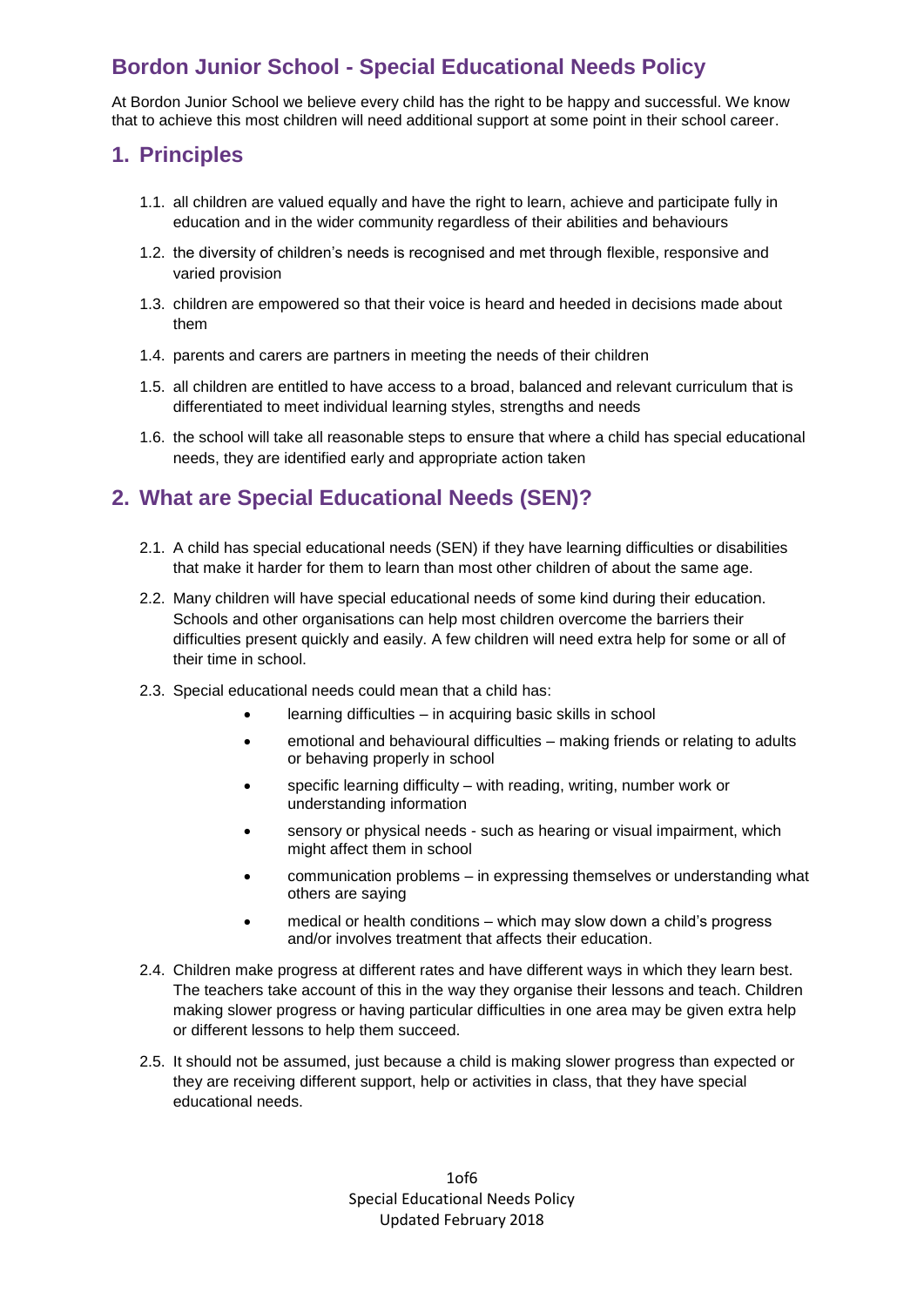# Bordon Junior School - Special Educational Needs Policy

At Bordon Junior School we believe every child has the right to be happy and successful. We know that to achieve this most children will need additional support at some point in their school career.

## 1. Principles

1.1. all children are valued equally and have the right to learn, achieve and participate fully in education and in the wider community regardless of their abilities and behaviours

1.2. the diversity of children's needs is recognised and met through flexible, responsive and varied provision

1.3. children are empowered so that their voice is heard and heeded in decisions made about them

1.4. parents and carers are partners in meeting the needs of their children

1.5. all children are entitled to have access to a broad, balanced and relevant curriculum that is differentiated to meet individual learning styles, strengths and needs

1.6. the school will take all reasonable steps to ensure that where a child has special educational needs, they are identified early and appropriate action taken

## 2. What are Special Educational Needs (SEN)?

2.1. A child has special educational needs (SEN) if they have learning difficulties or disabilities that make it harder for them to learn than most other children of about the same age.

2.2. Many children will have special educational needs of some kind during their education. Schools and other organisations can help most children overcome the barriers their difficulties present quickly and easily. A few children will need extra help for some or all of their time in school.

2.3. Special educational needs could mean that a child has:

- learning difficulties – in acquiring basic skills in school
- emotional and behavioural difficulties – making friends or relating to adults or behaving properly in school
- specific learning difficulty – with reading, writing, number work or understanding information
- sensory or physical needs - such as hearing or visual impairment, which might affect them in school
- communication problems – in expressing themselves or understanding what others are saying
- medical or health conditions – which may slow down a child's progress and/or involves treatment that affects their education.

2.4. Children make progress at different rates and have different ways in which they learn best. The teachers take account of this in the way they organise their lessons and teach. Children making slower progress or having particular difficulties in one area may be given extra help or different lessons to help them succeed.

2.5. It should not be assumed, just because a child is making slower progress than expected or they are receiving different support, help or activities in class, that they have special educational needs.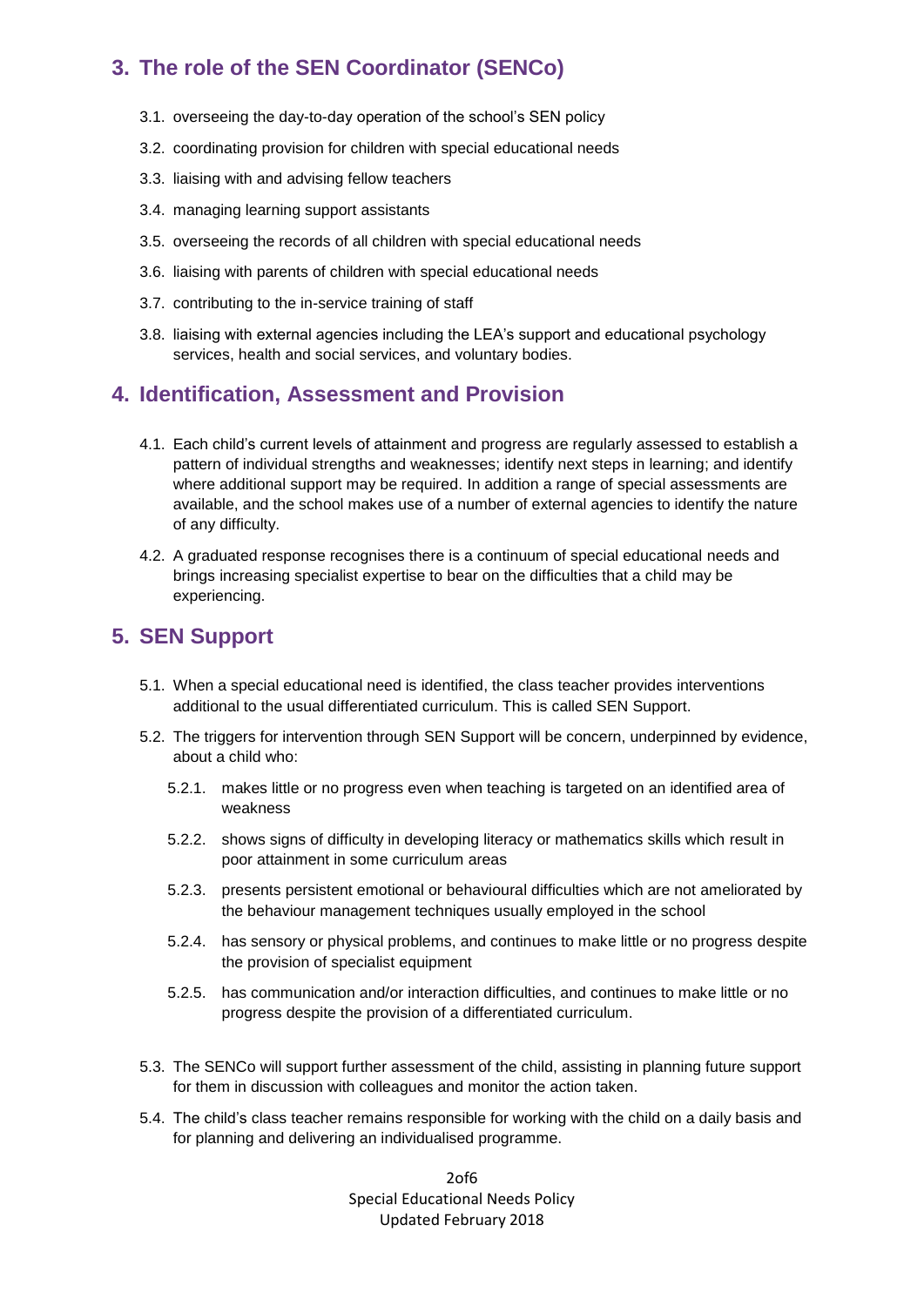## 3. The role of the SEN Coordinator (SENCo)

3.1. overseeing the day-to-day operation of the school's SEN policy

3.2. coordinating provision for children with special educational needs

3.3. liaising with and advising fellow teachers

3.4. managing learning support assistants

3.5. overseeing the records of all children with special educational needs

3.6. liaising with parents of children with special educational needs

3.7. contributing to the in-service training of staff

3.8. liaising with external agencies including the LEA's support and educational psychology services, health and social services, and voluntary bodies.

## 4. Identification, Assessment and Provision

4.1. Each child's current levels of attainment and progress are regularly assessed to establish a pattern of individual strengths and weaknesses; identify next steps in learning; and identify where additional support may be required. In addition a range of special assessments are available, and the school makes use of a number of external agencies to identify the nature of any difficulty.

4.2. A graduated response recognises there is a continuum of special educational needs and brings increasing specialist expertise to bear on the difficulties that a child may be experiencing.

## 5. SEN Support

5.1. When a special educational need is identified, the class teacher provides interventions additional to the usual differentiated curriculum. This is called SEN Support.

5.2. The triggers for intervention through SEN Support will be concern, underpinned by evidence, about a child who:

5.2.1. makes little or no progress even when teaching is targeted on an identified area of weakness

5.2.2. shows signs of difficulty in developing literacy or mathematics skills which result in poor attainment in some curriculum areas

5.2.3. presents persistent emotional or behavioural difficulties which are not ameliorated by the behaviour management techniques usually employed in the school

5.2.4. has sensory or physical problems, and continues to make little or no progress despite the provision of specialist equipment

5.2.5. has communication and/or interaction difficulties, and continues to make little or no progress despite the provision of a differentiated curriculum.

5.3. The SENCo will support further assessment of the child, assisting in planning future support for them in discussion with colleagues and monitor the action taken.

5.4. The child's class teacher remains responsible for working with the child on a daily basis and for planning and delivering an individualised programme.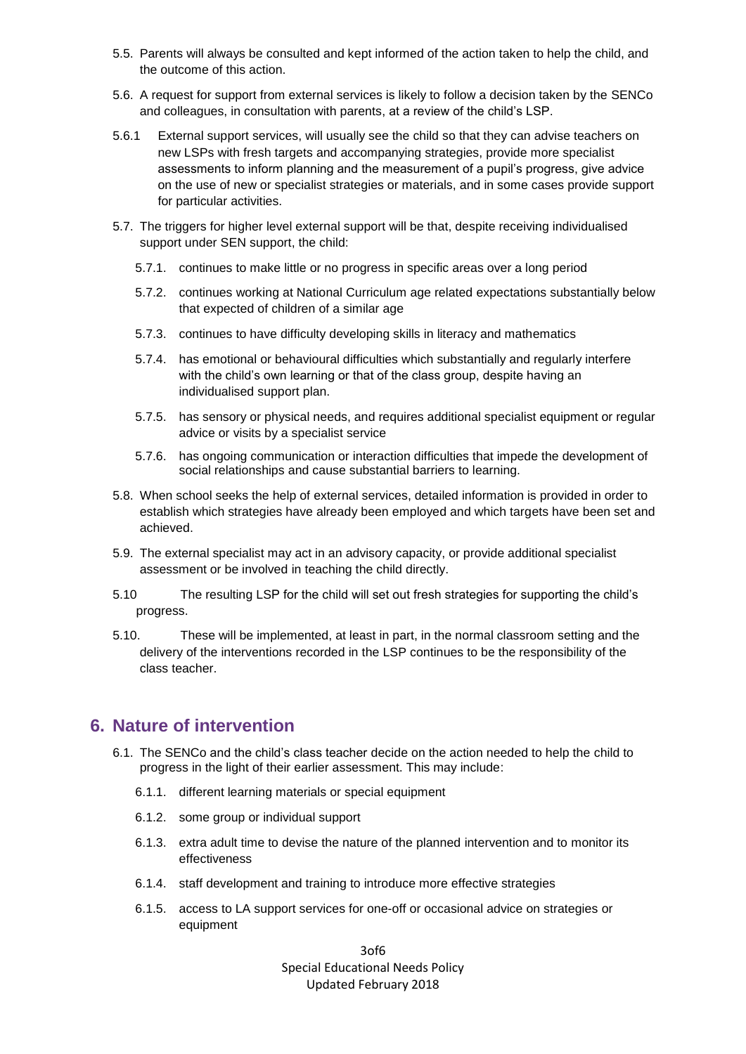5.5. Parents will always be consulted and kept informed of the action taken to help the child, and the outcome of this action.

5.6. A request for support from external services is likely to follow a decision taken by the SENCo and colleagues, in consultation with parents, at a review of the child's LSP.

5.6.1 External support services, will usually see the child so that they can advise teachers on new LSPs with fresh targets and accompanying strategies, provide more specialist assessments to inform planning and the measurement of a pupil's progress, give advice on the use of new or specialist strategies or materials, and in some cases provide support for particular activities.

5.7. The triggers for higher level external support will be that, despite receiving individualised support under SEN support, the child:

5.7.1. continues to make little or no progress in specific areas over a long period

5.7.2. continues working at National Curriculum age related expectations substantially below that expected of children of a similar age

5.7.3. continues to have difficulty developing skills in literacy and mathematics

5.7.4. has emotional or behavioural difficulties which substantially and regularly interfere with the child's own learning or that of the class group, despite having an individualised support plan.

5.7.5. has sensory or physical needs, and requires additional specialist equipment or regular advice or visits by a specialist service

5.7.6. has ongoing communication or interaction difficulties that impede the development of social relationships and cause substantial barriers to learning.

5.8. When school seeks the help of external services, detailed information is provided in order to establish which strategies have already been employed and which targets have been set and achieved.

5.9. The external specialist may act in an advisory capacity, or provide additional specialist assessment or be involved in teaching the child directly.

5.10 The resulting LSP for the child will set out fresh strategies for supporting the child's progress.

5.10. These will be implemented, at least in part, in the normal classroom setting and the delivery of the interventions recorded in the LSP continues to be the responsibility of the class teacher.

## 6. Nature of intervention

6.1. The SENCo and the child's class teacher decide on the action needed to help the child to progress in the light of their earlier assessment. This may include:

6.1.1. different learning materials or special equipment

6.1.2. some group or individual support

6.1.3. extra adult time to devise the nature of the planned intervention and to monitor its effectiveness

6.1.4. staff development and training to introduce more effective strategies

6.1.5. access to LA support services for one-off or occasional advice on strategies or equipment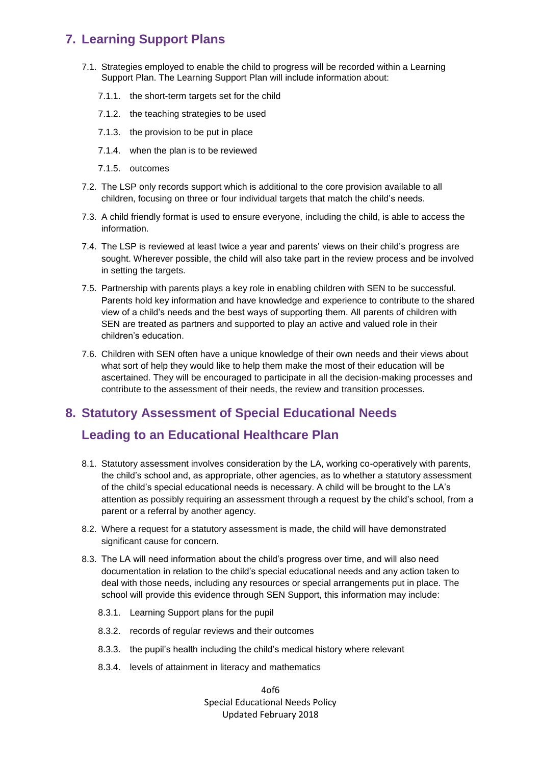## 7. Learning Support Plans

7.1. Strategies employed to enable the child to progress will be recorded within a Learning Support Plan. The Learning Support Plan will include information about:

7.1.1. the short-term targets set for the child

7.1.2. the teaching strategies to be used

7.1.3. the provision to be put in place

7.1.4. when the plan is to be reviewed

7.1.5. outcomes

7.2. The LSP only records support which is additional to the core provision available to all children, focusing on three or four individual targets that match the child's needs.

7.3. A child friendly format is used to ensure everyone, including the child, is able to access the information.

7.4. The LSP is reviewed at least twice a year and parents' views on their child's progress are sought. Wherever possible, the child will also take part in the review process and be involved in setting the targets.

7.5. Partnership with parents plays a key role in enabling children with SEN to be successful. Parents hold key information and have knowledge and experience to contribute to the shared view of a child's needs and the best ways of supporting them. All parents of children with SEN are treated as partners and supported to play an active and valued role in their children's education.

7.6. Children with SEN often have a unique knowledge of their own needs and their views about what sort of help they would like to help them make the most of their education will be ascertained. They will be encouraged to participate in all the decision-making processes and contribute to the assessment of their needs, the review and transition processes.

## 8. Statutory Assessment of Special Educational Needs Leading to an Educational Healthcare Plan

8.1. Statutory assessment involves consideration by the LA, working co-operatively with parents, the child's school and, as appropriate, other agencies, as to whether a statutory assessment of the child's special educational needs is necessary. A child will be brought to the LA's attention as possibly requiring an assessment through a request by the child's school, from a parent or a referral by another agency.

8.2. Where a request for a statutory assessment is made, the child will have demonstrated significant cause for concern.

8.3. The LA will need information about the child's progress over time, and will also need documentation in relation to the child's special educational needs and any action taken to deal with those needs, including any resources or special arrangements put in place. The school will provide this evidence through SEN Support, this information may include:

8.3.1. Learning Support plans for the pupil

8.3.2. records of regular reviews and their outcomes

8.3.3. the pupil's health including the child's medical history where relevant

8.3.4. levels of attainment in literacy and mathematics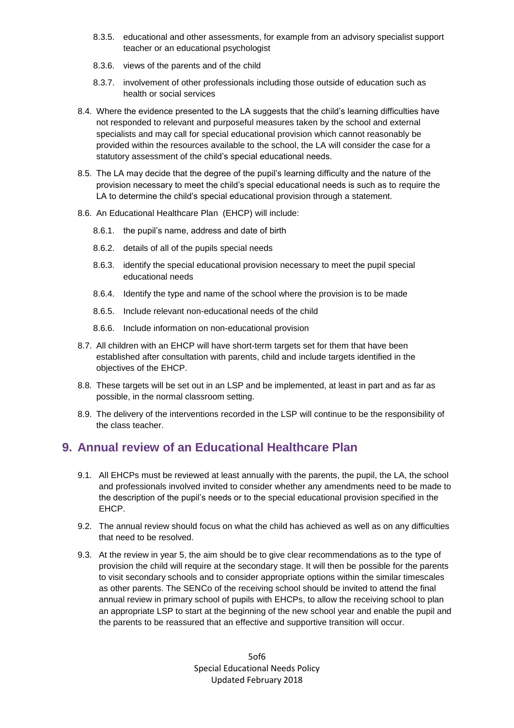- 8.3.5. educational and other assessments, for example from an advisory specialist support teacher or an educational psychologist
- 8.3.6. views of the parents and of the child
- 8.3.7. involvement of other professionals including those outside of education such as health or social services

8.4. Where the evidence presented to the LA suggests that the child's learning difficulties have not responded to relevant and purposeful measures taken by the school and external specialists and may call for special educational provision which cannot reasonably be provided within the resources available to the school, the LA will consider the case for a statutory assessment of the child's special educational needs.

8.5. The LA may decide that the degree of the pupil's learning difficulty and the nature of the provision necessary to meet the child's special educational needs is such as to require the LA to determine the child's special educational provision through a statement.

8.6. An Educational Healthcare Plan (EHCP) will include:

- 8.6.1. the pupil's name, address and date of birth
- 8.6.2. details of all of the pupils special needs
- 8.6.3. identify the special educational provision necessary to meet the pupil special educational needs
- 8.6.4. Identify the type and name of the school where the provision is to be made
- 8.6.5. Include relevant non-educational needs of the child
- 8.6.6. Include information on non-educational provision

8.7. All children with an EHCP will have short-term targets set for them that have been established after consultation with parents, child and include targets identified in the objectives of the EHCP.

8.8. These targets will be set out in an LSP and be implemented, at least in part and as far as possible, in the normal classroom setting.

8.9. The delivery of the interventions recorded in the LSP will continue to be the responsibility of the class teacher.

## 9. Annual review of an Educational Healthcare Plan

9.1. All EHCPs must be reviewed at least annually with the parents, the pupil, the LA, the school and professionals involved invited to consider whether any amendments need to be made to the description of the pupil's needs or to the special educational provision specified in the EHCP.

9.2. The annual review should focus on what the child has achieved as well as on any difficulties that need to be resolved.

9.3. At the review in year 5, the aim should be to give clear recommendations as to the type of provision the child will require at the secondary stage. It will then be possible for the parents to visit secondary schools and to consider appropriate options within the similar timescales as other parents. The SENCo of the receiving school should be invited to attend the final annual review in primary school of pupils with EHCPs, to allow the receiving school to plan an appropriate LSP to start at the beginning of the new school year and enable the pupil and the parents to be reassured that an effective and supportive transition will occur.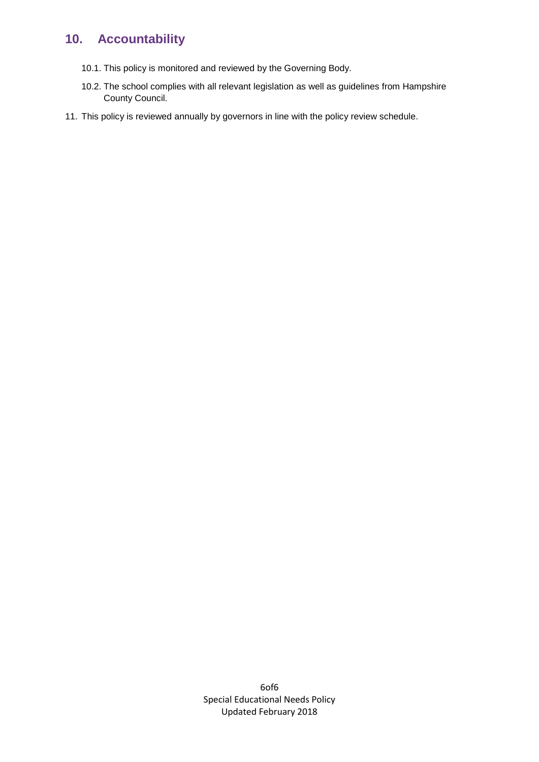## 10. Accountability

10.1. This policy is monitored and reviewed by the Governing Body.

10.2. The school complies with all relevant legislation as well as guidelines from Hampshire County Council.

11. This policy is reviewed annually by governors in line with the policy review schedule.